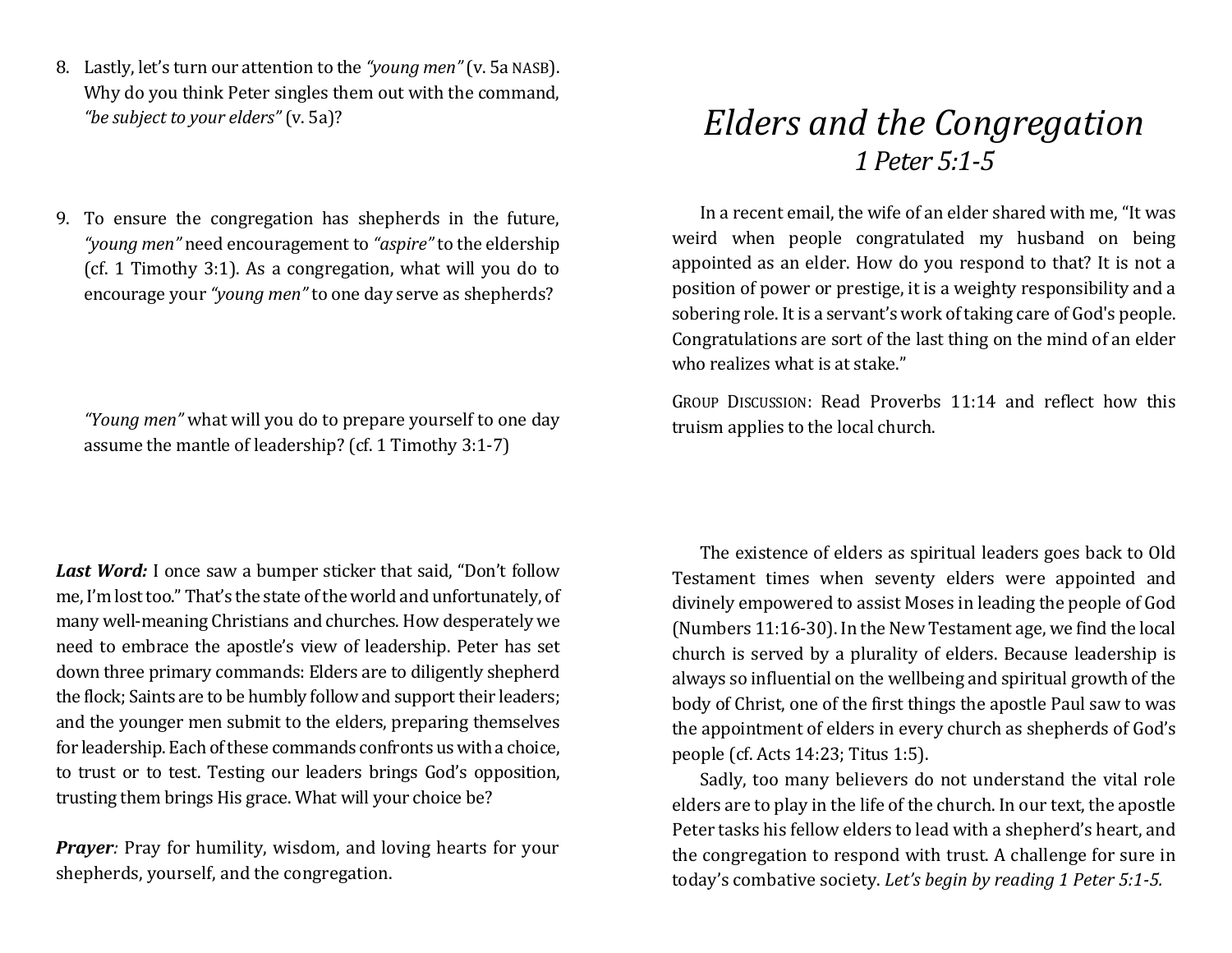8. Lastly, let's turn our attention to the *"young men"* (v. 5a NASB). Why do you think Peter singles them out with the command, *"be subject to your elders"* (v. 5a)?

9. To ensure the congregation has shepherds in the future, *"young men"* need encouragement to *"aspire"* to the eldership (cf. 1 Timothy 3:1). As a congregation, what will you do to encourage your *"young men"* to one day serve as shepherds?

   *"Young men"* what will you do to prepare yourself to one day assume the mantle of leadership? (cf. 1 Timothy 3:1-7)

***Last Word:*** I once saw a bumper sticker that said, "Don't follow me, I'm lost too." That's the state of the world and unfortunately, of many well-meaning Christians and churches. How desperately we need to embrace the apostle's view of leadership. Peter has set down three primary commands: Elders are to diligently shepherd the flock; Saints are to be humbly follow and support their leaders; and the younger men submit to the elders, preparing themselves for leadership. Each of these commands confronts us with a choice, to trust or to test. Testing our leaders brings God's opposition, trusting them brings His grace. What will your choice be?

***Prayer:*** Pray for humility, wisdom, and loving hearts for your shepherds, yourself, and the congregation.

# *Elders and the Congregation*

## *1 Peter 5:1-5*

In a recent email, the wife of an elder shared with me, "It was weird when people congratulated my husband on being appointed as an elder. How do you respond to that? It is not a position of power or prestige, it is a weighty responsibility and a sobering role. It is a servant's work of taking care of God's people. Congratulations are sort of the last thing on the mind of an elder who realizes what is at stake."

GROUP DISCUSSION: Read Proverbs 11:14 and reflect how this truism applies to the local church.

The existence of elders as spiritual leaders goes back to Old Testament times when seventy elders were appointed and divinely empowered to assist Moses in leading the people of God (Numbers 11:16-30). In the New Testament age, we find the local church is served by a plurality of elders. Because leadership is always so influential on the wellbeing and spiritual growth of the body of Christ, one of the first things the apostle Paul saw to was the appointment of elders in every church as shepherds of God's people (cf. Acts 14:23; Titus 1:5).

Sadly, too many believers do not understand the vital role elders are to play in the life of the church. In our text, the apostle Peter tasks his fellow elders to lead with a shepherd's heart, and the congregation to respond with trust. A challenge for sure in today's combative society. *Let's begin by reading 1 Peter 5:1-5.*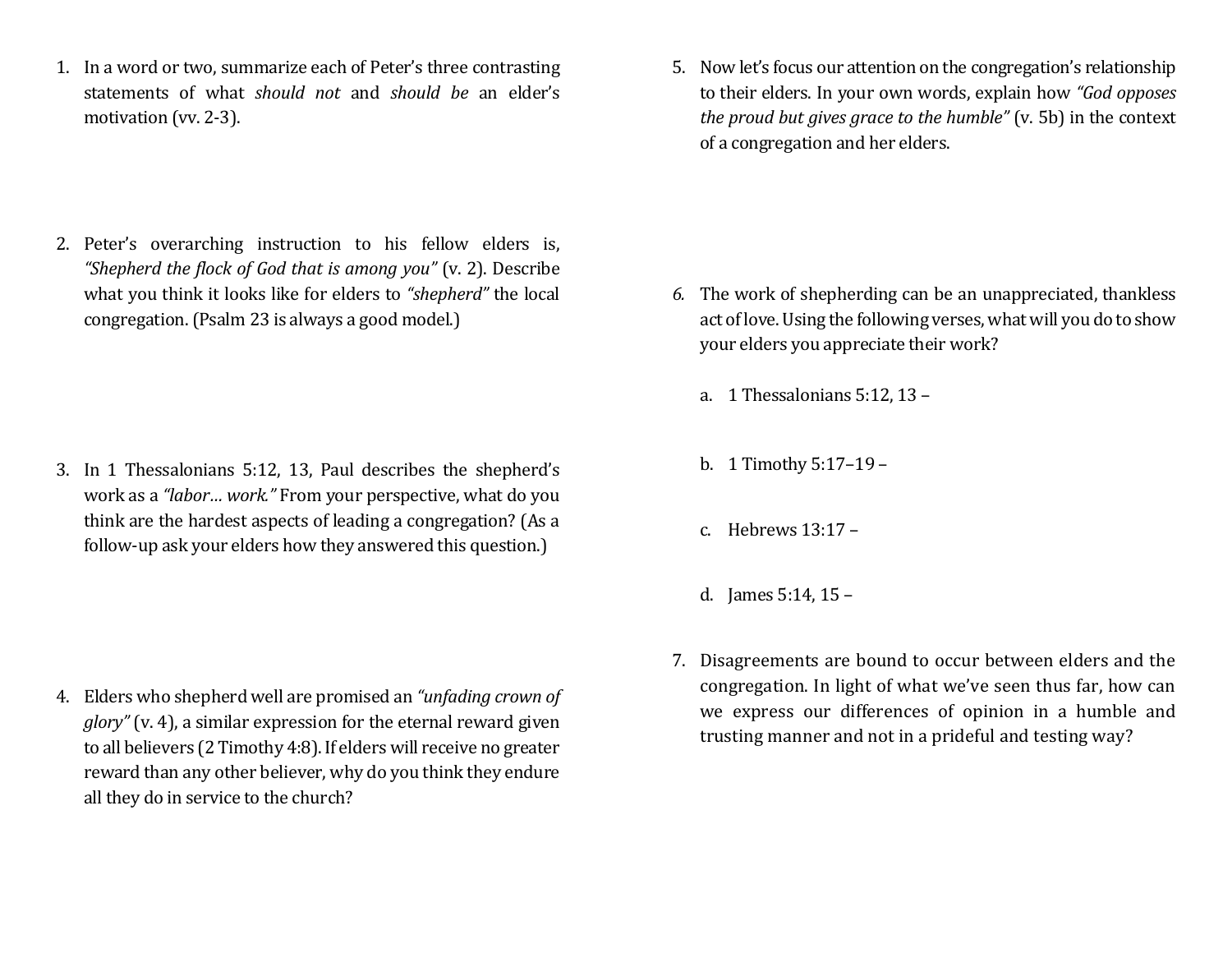1. In a word or two, summarize each of Peter's three contrasting statements of what *should not* and *should be* an elder's motivation (vv. 2-3).

2. Peter's overarching instruction to his fellow elders is, *"Shepherd the flock of God that is among you"* (v. 2). Describe what you think it looks like for elders to *"shepherd"* the local congregation. (Psalm 23 is always a good model.)

3. In 1 Thessalonians 5:12, 13, Paul describes the shepherd's work as a *"labor… work."* From your perspective, what do you think are the hardest aspects of leading a congregation? (As a follow-up ask your elders how they answered this question.)

4. Elders who shepherd well are promised an *"unfading crown of glory"* (v. 4), a similar expression for the eternal reward given to all believers (2 Timothy 4:8). If elders will receive no greater reward than any other believer, why do you think they endure all they do in service to the church?

5. Now let's focus our attention on the congregation's relationship to their elders. In your own words, explain how *"God opposes the proud but gives grace to the humble"* (v. 5b) in the context of a congregation and her elders.

6. The work of shepherding can be an unappreciated, thankless act of love. Using the following verses, what will you do to show your elders you appreciate their work?

   a. 1 Thessalonians 5:12, 13 –

   b. 1 Timothy 5:17–19 –

   c. Hebrews 13:17 –

   d. James 5:14, 15 –

7. Disagreements are bound to occur between elders and the congregation. In light of what we've seen thus far, how can we express our differences of opinion in a humble and trusting manner and not in a prideful and testing way?